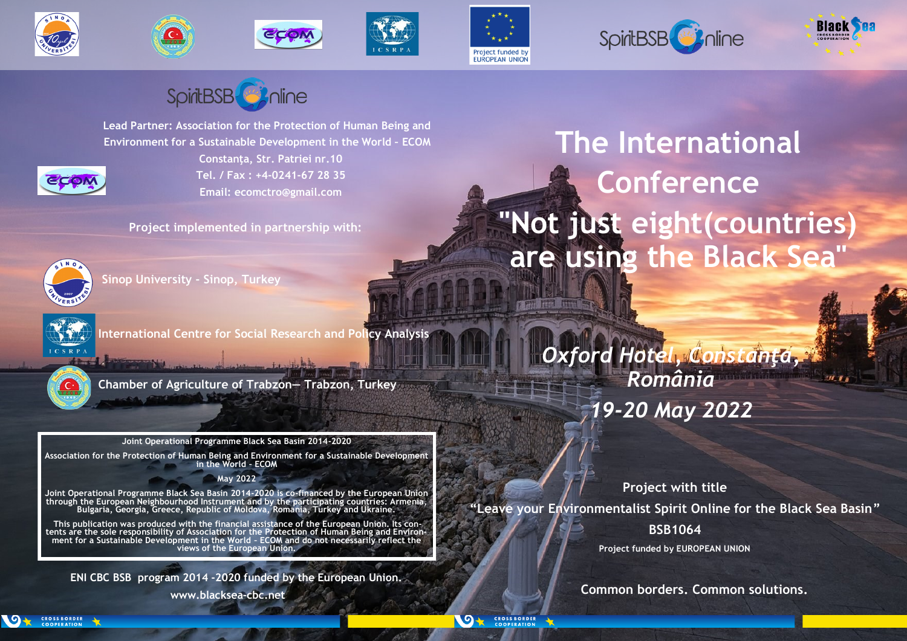SpiritBSB Online

Lead Partner: Association for the Protection of Human Being and Environment for a Sustainable Development in the World - ECOM
Constanța, Str. Patriei nr.10
Tel. / Fax : +4-0241-67 28 35
Email: ecomctro@gmail.com

Project implemented in partnership with:

Sinop University - Sinop, Turkey

International Centre for Social Research and Policy Analysis

Chamber of Agriculture of Trabzon– Trabzon, Turkey

# The International Conference "Not just eight(countries) are using the Black Sea"

*Oxford Hotel, Constanţa, România*

*19-20 May 2022*

Joint Operational Programme Black Sea Basin 2014-2020

Association for the Protection of Human Being and Environment for a Sustainable Development in the World - ECOM

May 2022

Joint Operational Programme Black Sea Basin 2014-2020 is co-financed by the European Union through the European Neighbourhood Instrument and by the participating countries: Armenia, Bulgaria, Georgia, Greece, Republic of Moldova, Romania, Turkey and Ukraine.

This publication was produced with the financial assistance of the European Union. Its contents are the sole responsibility of Association for the Protection of Human Being and Environment for a Sustainable Development in the World - ECOM and do not necessarily reflect the views of the European Union.

ENI CBC BSB program 2014 -2020 funded by the European Union.
www.blacksea-cbc.net

Project with title
“Leave your Environmentalist Spirit Online for the Black Sea Basin”
BSB1064
Project funded by EUROPEAN UNION

Common borders. Common solutions.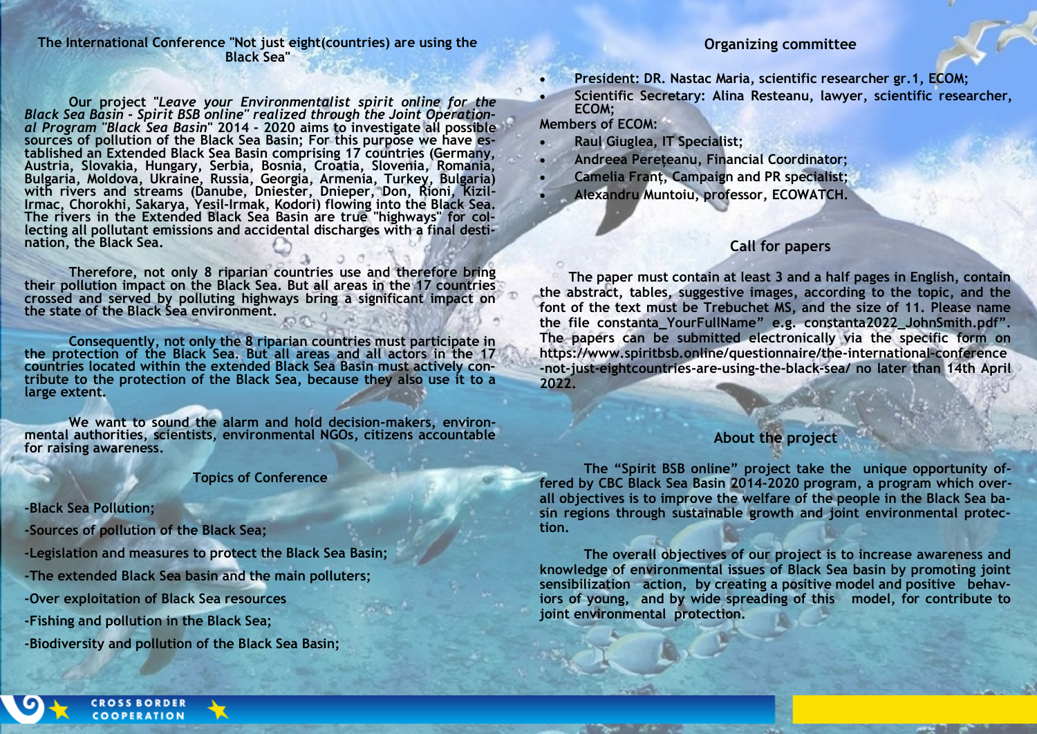## The International Conference "Not just eight(countries) are using the Black Sea"

Our project *"Leave your Environmentalist spirit online for the Black Sea Basin - Spirit BSB online"* realized through the Joint Operational Program "Black Sea Basin" 2014 - 2020 aims to investigate all possible sources of pollution of the Black Sea Basin; For this purpose we have established an Extended Black Sea Basin comprising 17 countries (Germany, Austria, Slovakia, Hungary, Serbia, Bosnia, Croatia, Slovenia, Romania, Bulgaria, Moldova, Ukraine, Russia, Georgia, Armenia, Turkey, Bulgaria) with rivers and streams (Danube, Dniester, Dnieper, Don, Rioni, Kizil-Irmac, Chorokhi, Sakarya, Yesil-Irmak, Kodori) flowing into the Black Sea. The rivers in the Extended Black Sea Basin are true "highways" for collecting all pollutant emissions and accidental discharges with a final destination, the Black Sea.

Therefore, not only 8 riparian countries use and therefore bring their pollution impact on the Black Sea. But all areas in the 17 countries crossed and served by polluting highways bring a significant impact on the state of the Black Sea environment.

Consequently, not only the 8 riparian countries must participate in the protection of the Black Sea. But all areas and all actors in the 17 countries located within the extended Black Sea Basin must actively contribute to the protection of the Black Sea, because they also use it to a large extent.

We want to sound the alarm and hold decision-makers, environmental authorities, scientists, environmental NGOs, citizens accountable for raising awareness.

### Topics of Conference

-Black Sea Pollution;

-Sources of pollution of the Black Sea;

-Legislation and measures to protect the Black Sea Basin;

-The extended Black Sea basin and the main polluters;

-Over exploitation of Black Sea resources

-Fishing and pollution in the Black Sea;

-Biodiversity and pollution of the Black Sea Basin;

### Organizing committee

- President: DR. Nastac Maria, scientific researcher gr.1, ECOM;
- Scientific Secretary: Alina Resteanu, lawyer, scientific researcher, ECOM;

Members of ECOM:

- Raul Giuglea, IT Specialist;
- Andreea Perețeanu, Financial Coordinator;
- Camelia Franț, Campaign and PR specialist;
- Alexandru Muntoiu, professor, ECOWATCH.

### Call for papers

The paper must contain at least 3 and a half pages in English, contain the abstract, tables, suggestive images, according to the topic, and the font of the text must be Trebuchet MS, and the size of 11. Please name the file constanta_YourFullName" e.g. constanta2022_JohnSmith.pdf". The papers can be submitted electronically via the specific form on https://www.spiritbsb.online/questionnaire/the-international-conference-not-just-eightcountries-are-using-the-black-sea/ no later than 14th April 2022.

### About the project

The "Spirit BSB online" project take the unique opportunity offered by CBC Black Sea Basin 2014-2020 program, a program which overall objectives is to improve the welfare of the people in the Black Sea basin regions through sustainable growth and joint environmental protection.

The overall objectives of our project is to increase awareness and knowledge of environmental issues of Black Sea basin by promoting joint sensibilization action, by creating a positive model and positive behaviors of young, and by wide spreading of this model, for contribute to joint environmental protection.

CROSS BORDER COOPERATION